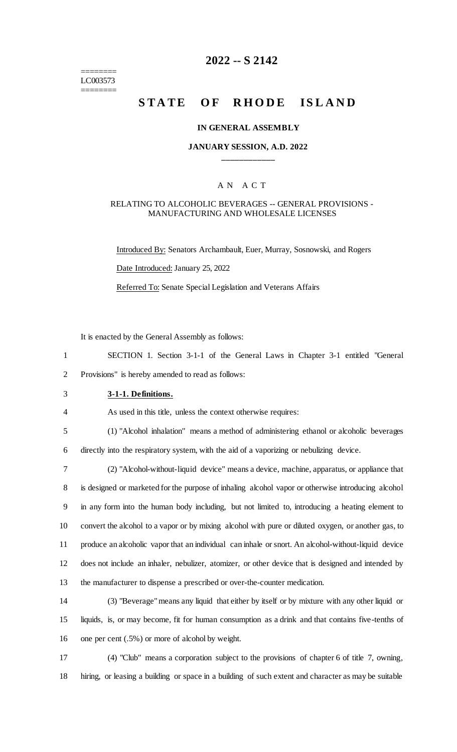========
LC003573
========

# 2022 -- S 2142

# STATE OF RHODE ISLAND

## IN GENERAL ASSEMBLY

### JANUARY SESSION, A.D. 2022

____________

A N A C T

RELATING TO ALCOHOLIC BEVERAGES -- GENERAL PROVISIONS - MANUFACTURING AND WHOLESALE LICENSES

Introduced By: Senators Archambault, Euer, Murray, Sosnowski, and Rogers

Date Introduced: January 25, 2022

Referred To: Senate Special Legislation and Veterans Affairs

It is enacted by the General Assembly as follows:

SECTION 1. Section 3-1-1 of the General Laws in Chapter 3-1 entitled "General Provisions" is hereby amended to read as follows:

**3-1-1. Definitions.**

As used in this title, unless the context otherwise requires:

(1) "Alcohol inhalation" means a method of administering ethanol or alcoholic beverages directly into the respiratory system, with the aid of a vaporizing or nebulizing device.

(2) "Alcohol-without-liquid device" means a device, machine, apparatus, or appliance that is designed or marketed for the purpose of inhaling alcohol vapor or otherwise introducing alcohol in any form into the human body including, but not limited to, introducing a heating element to convert the alcohol to a vapor or by mixing alcohol with pure or diluted oxygen, or another gas, to produce an alcoholic vapor that an individual can inhale or snort. An alcohol-without-liquid device does not include an inhaler, nebulizer, atomizer, or other device that is designed and intended by the manufacturer to dispense a prescribed or over-the-counter medication.

(3) "Beverage" means any liquid that either by itself or by mixture with any other liquid or liquids, is, or may become, fit for human consumption as a drink and that contains five-tenths of one per cent (.5%) or more of alcohol by weight.

(4) "Club" means a corporation subject to the provisions of chapter 6 of title 7, owning, hiring, or leasing a building or space in a building of such extent and character as may be suitable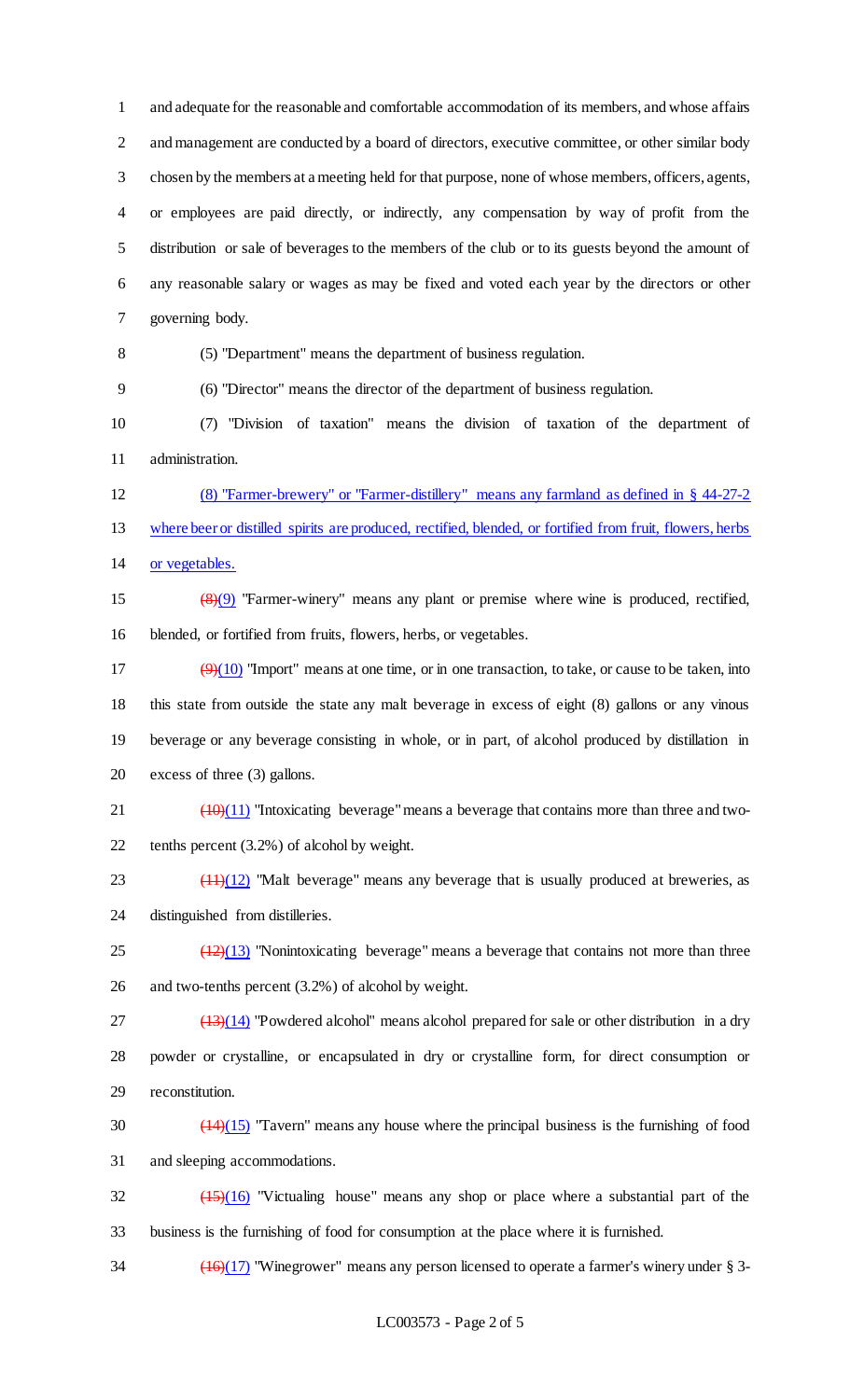and adequate for the reasonable and comfortable accommodation of its members, and whose affairs and management are conducted by a board of directors, executive committee, or other similar body chosen by the members at a meeting held for that purpose, none of whose members, officers, agents, or employees are paid directly, or indirectly, any compensation by way of profit from the distribution or sale of beverages to the members of the club or to its guests beyond the amount of any reasonable salary or wages as may be fixed and voted each year by the directors or other governing body.

(5) "Department" means the department of business regulation.

(6) "Director" means the director of the department of business regulation.

(7) "Division of taxation" means the division of taxation of the department of administration.

(8) "Farmer-brewery" or "Farmer-distillery" means any farmland as defined in § 44-27-2 where beer or distilled spirits are produced, rectified, blended, or fortified from fruit, flowers, herbs or vegetables.

~~(8)~~(9) "Farmer-winery" means any plant or premise where wine is produced, rectified, blended, or fortified from fruits, flowers, herbs, or vegetables.

~~(9)~~(10) "Import" means at one time, or in one transaction, to take, or cause to be taken, into this state from outside the state any malt beverage in excess of eight (8) gallons or any vinous beverage or any beverage consisting in whole, or in part, of alcohol produced by distillation in excess of three (3) gallons.

~~(10)~~(11) "Intoxicating beverage" means a beverage that contains more than three and two-tenths percent (3.2%) of alcohol by weight.

~~(11)~~(12) "Malt beverage" means any beverage that is usually produced at breweries, as distinguished from distilleries.

~~(12)~~(13) "Nonintoxicating beverage" means a beverage that contains not more than three and two-tenths percent (3.2%) of alcohol by weight.

~~(13)~~(14) "Powdered alcohol" means alcohol prepared for sale or other distribution in a dry powder or crystalline, or encapsulated in dry or crystalline form, for direct consumption or reconstitution.

~~(14)~~(15) "Tavern" means any house where the principal business is the furnishing of food and sleeping accommodations.

~~(15)~~(16) "Victualing house" means any shop or place where a substantial part of the business is the furnishing of food for consumption at the place where it is furnished.

~~(16)~~(17) "Winegrower" means any person licensed to operate a farmer's winery under § 3-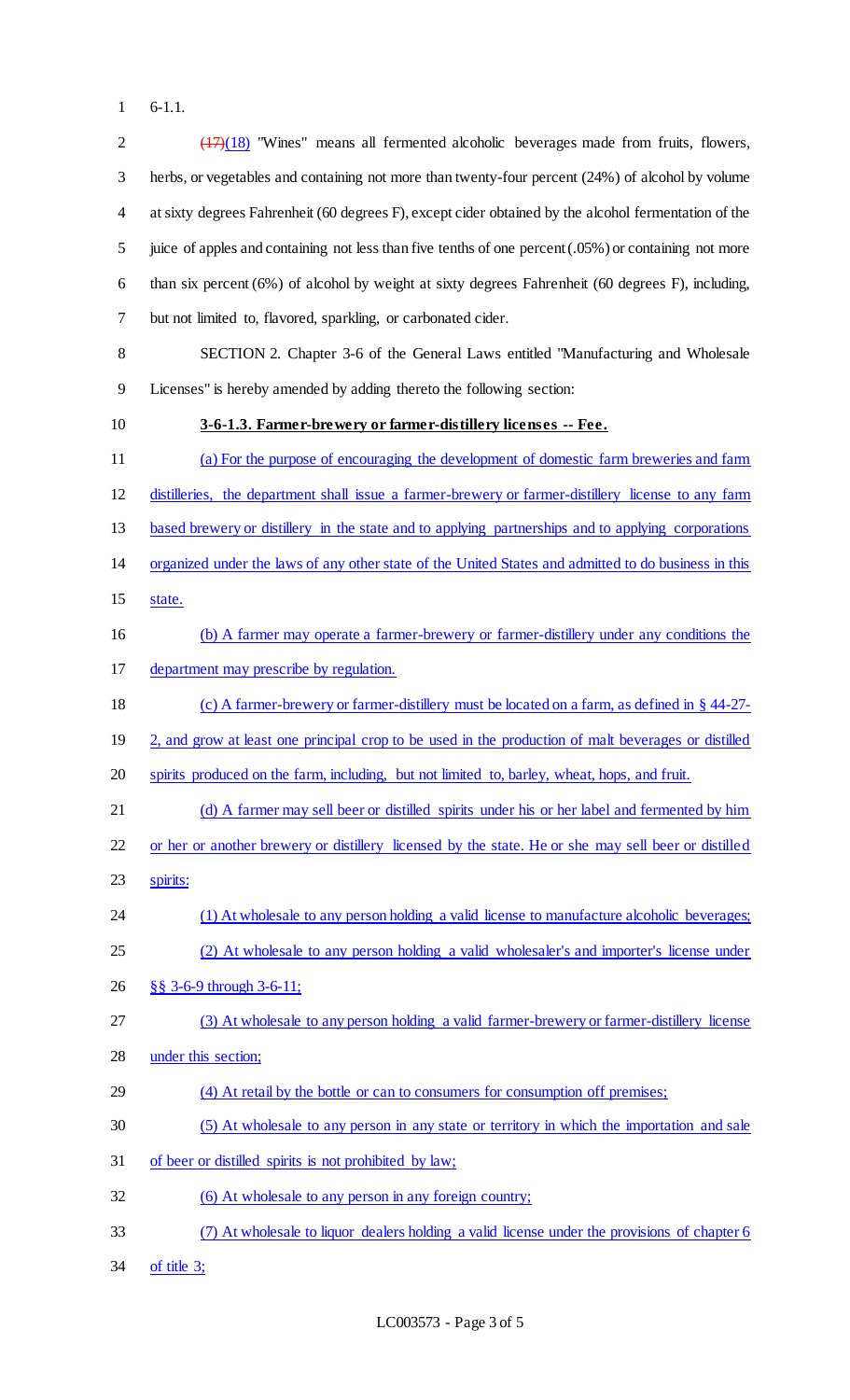6-1.1.

~~(17)~~(18) "Wines" means all fermented alcoholic beverages made from fruits, flowers, herbs, or vegetables and containing not more than twenty-four percent (24%) of alcohol by volume at sixty degrees Fahrenheit (60 degrees F), except cider obtained by the alcohol fermentation of the juice of apples and containing not less than five tenths of one percent (.05%) or containing not more than six percent (6%) of alcohol by weight at sixty degrees Fahrenheit (60 degrees F), including, but not limited to, flavored, sparkling, or carbonated cider.

SECTION 2. Chapter 3-6 of the General Laws entitled "Manufacturing and Wholesale Licenses" is hereby amended by adding thereto the following section:

**3-6-1.3. Farmer-brewery or farmer-distillery licenses -- Fee.**

(a) For the purpose of encouraging the development of domestic farm breweries and farm distilleries, the department shall issue a farmer-brewery or farmer-distillery license to any farm based brewery or distillery in the state and to applying partnerships and to applying corporations organized under the laws of any other state of the United States and admitted to do business in this state.

(b) A farmer may operate a farmer-brewery or farmer-distillery under any conditions the department may prescribe by regulation.

(c) A farmer-brewery or farmer-distillery must be located on a farm, as defined in § 44-27-2, and grow at least one principal crop to be used in the production of malt beverages or distilled spirits produced on the farm, including, but not limited to, barley, wheat, hops, and fruit.

(d) A farmer may sell beer or distilled spirits under his or her label and fermented by him or her or another brewery or distillery licensed by the state. He or she may sell beer or distilled spirits:

(1) At wholesale to any person holding a valid license to manufacture alcoholic beverages;

(2) At wholesale to any person holding a valid wholesaler's and importer's license under §§ 3-6-9 through 3-6-11;

(3) At wholesale to any person holding a valid farmer-brewery or farmer-distillery license under this section;

(4) At retail by the bottle or can to consumers for consumption off premises;

(5) At wholesale to any person in any state or territory in which the importation and sale of beer or distilled spirits is not prohibited by law;

(6) At wholesale to any person in any foreign country;

(7) At wholesale to liquor dealers holding a valid license under the provisions of chapter 6 of title 3;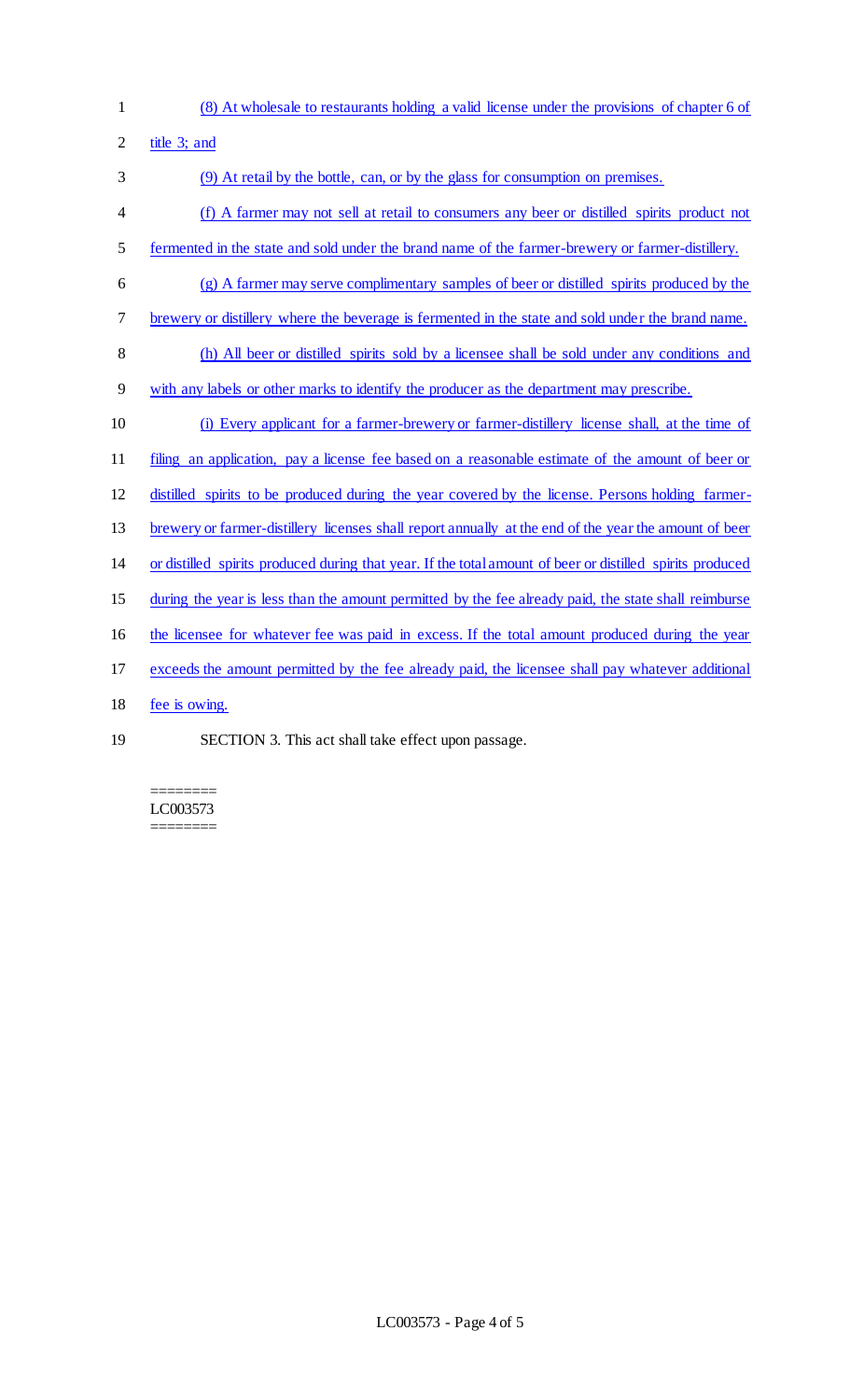(8) At wholesale to restaurants holding a valid license under the provisions of chapter 6 of title 3; and

(9) At retail by the bottle, can, or by the glass for consumption on premises.

(f) A farmer may not sell at retail to consumers any beer or distilled spirits product not fermented in the state and sold under the brand name of the farmer-brewery or farmer-distillery.

(g) A farmer may serve complimentary samples of beer or distilled spirits produced by the brewery or distillery where the beverage is fermented in the state and sold under the brand name.

(h) All beer or distilled spirits sold by a licensee shall be sold under any conditions and with any labels or other marks to identify the producer as the department may prescribe.

(i) Every applicant for a farmer-brewery or farmer-distillery license shall, at the time of filing an application, pay a license fee based on a reasonable estimate of the amount of beer or distilled spirits to be produced during the year covered by the license. Persons holding farmer-brewery or farmer-distillery licenses shall report annually at the end of the year the amount of beer or distilled spirits produced during that year. If the total amount of beer or distilled spirits produced during the year is less than the amount permitted by the fee already paid, the state shall reimburse the licensee for whatever fee was paid in excess. If the total amount produced during the year exceeds the amount permitted by the fee already paid, the licensee shall pay whatever additional fee is owing.

SECTION 3. This act shall take effect upon passage.

========
LC003573
========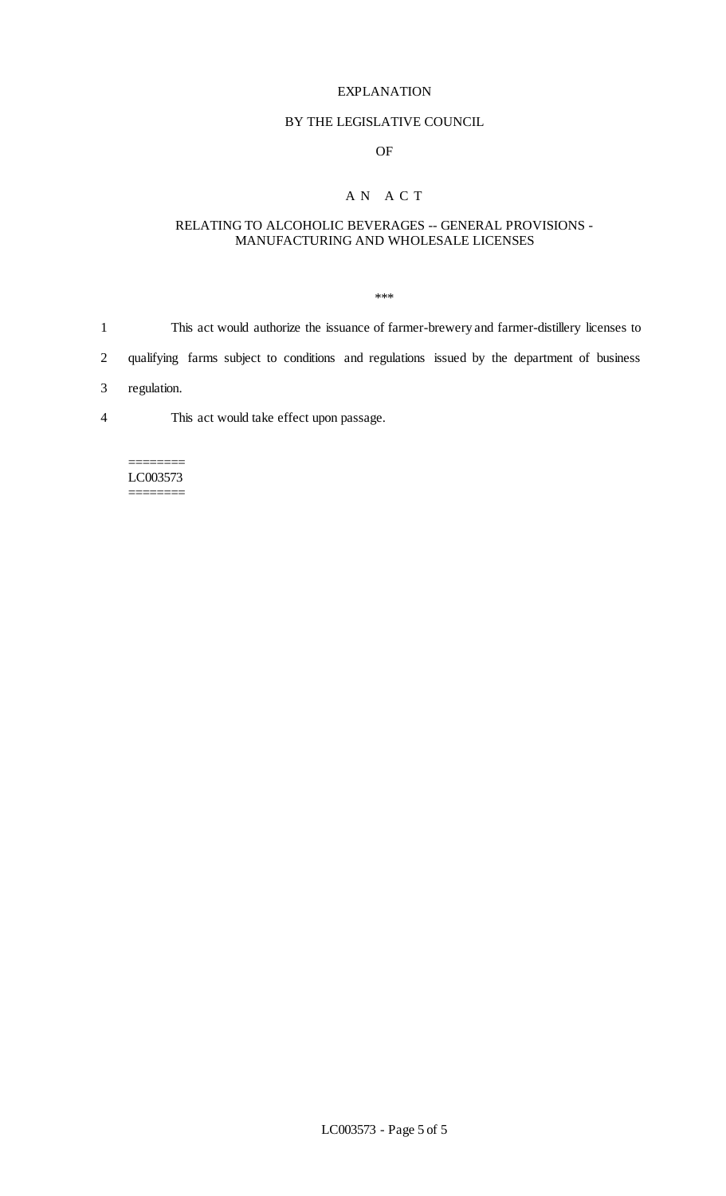EXPLANATION

BY THE LEGISLATIVE COUNCIL

OF

A N A C T

RELATING TO ALCOHOLIC BEVERAGES -- GENERAL PROVISIONS - MANUFACTURING AND WHOLESALE LICENSES

\*\*\*

1 This act would authorize the issuance of farmer-brewery and farmer-distillery licenses to
2 qualifying farms subject to conditions and regulations issued by the department of business
3 regulation.
4 This act would take effect upon passage.

========
LC003573
========